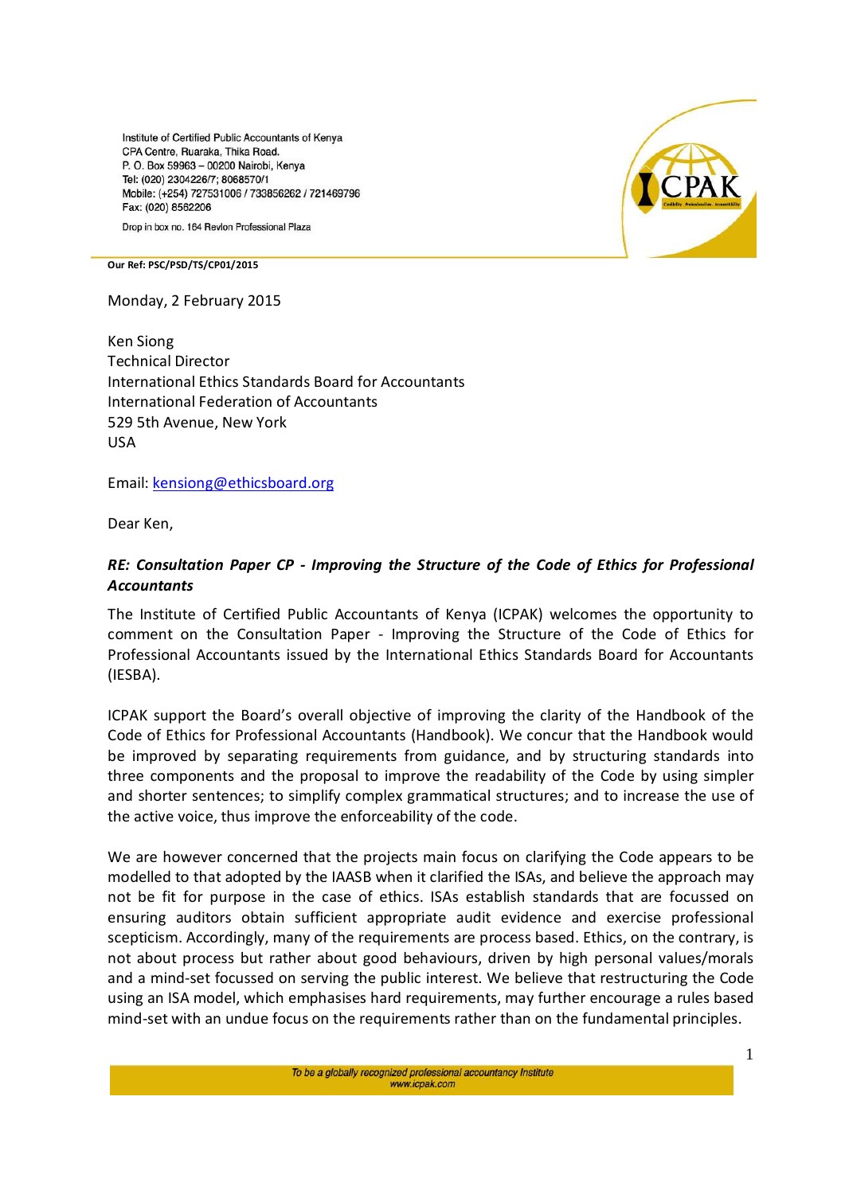Institute of Certified Public Accountants of Kenya
CPA Centre, Ruaraka, Thika Road.
P. O. Box 59963 – 00200 Nairobi, Kenya
Tel: (020) 2304226/7; 8068570/1
Mobile: (+254) 727531006 / 733856262 / 721469796
Fax: (020) 8562206

Drop in box no. 164 Revlon Professional Plaza

**Our Ref: PSC/PSD/TS/CP01/2015**

Monday, 2 February 2015

Ken Siong
Technical Director
International Ethics Standards Board for Accountants
International Federation of Accountants
529 5th Avenue, New York
USA

Email: kensiong@ethicsboard.org

Dear Ken,

***RE: Consultation Paper CP - Improving the Structure of the Code of Ethics for Professional Accountants***

The Institute of Certified Public Accountants of Kenya (ICPAK) welcomes the opportunity to comment on the Consultation Paper - Improving the Structure of the Code of Ethics for Professional Accountants issued by the International Ethics Standards Board for Accountants (IESBA).

ICPAK support the Board's overall objective of improving the clarity of the Handbook of the Code of Ethics for Professional Accountants (Handbook). We concur that the Handbook would be improved by separating requirements from guidance, and by structuring standards into three components and the proposal to improve the readability of the Code by using simpler and shorter sentences; to simplify complex grammatical structures; and to increase the use of the active voice, thus improve the enforceability of the code.

We are however concerned that the projects main focus on clarifying the Code appears to be modelled to that adopted by the IAASB when it clarified the ISAs, and believe the approach may not be fit for purpose in the case of ethics. ISAs establish standards that are focussed on ensuring auditors obtain sufficient appropriate audit evidence and exercise professional scepticism. Accordingly, many of the requirements are process based. Ethics, on the contrary, is not about process but rather about good behaviours, driven by high personal values/morals and a mind-set focussed on serving the public interest. We believe that restructuring the Code using an ISA model, which emphasises hard requirements, may further encourage a rules based mind-set with an undue focus on the requirements rather than on the fundamental principles.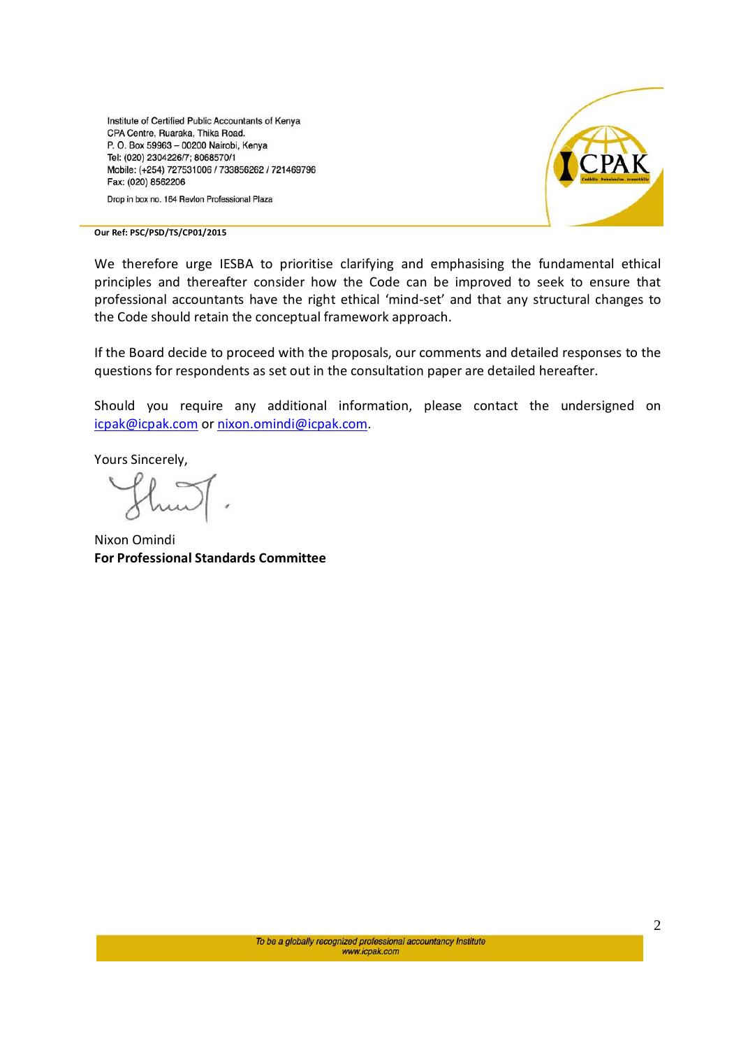Institute of Certified Public Accountants of Kenya
CPA Centre, Ruaraka, Thika Road.
P. O. Box 59963 – 00200 Nairobi, Kenya
Tel: (020) 2304226/7; 8068570/1
Mobile: (+254) 727531006 / 733856262 / 721469796
Fax: (020) 8562206

Drop in box no. 164 Revlon Professional Plaza

**Our Ref: PSC/PSD/TS/CP01/2015**

We therefore urge IESBA to prioritise clarifying and emphasising the fundamental ethical principles and thereafter consider how the Code can be improved to seek to ensure that professional accountants have the right ethical 'mind-set' and that any structural changes to the Code should retain the conceptual framework approach.

If the Board decide to proceed with the proposals, our comments and detailed responses to the questions for respondents as set out in the consultation paper are detailed hereafter.

Should you require any additional information, please contact the undersigned on icpak@icpak.com or nixon.omindi@icpak.com.

Yours Sincerely,

Nixon Omindi
**For Professional Standards Committee**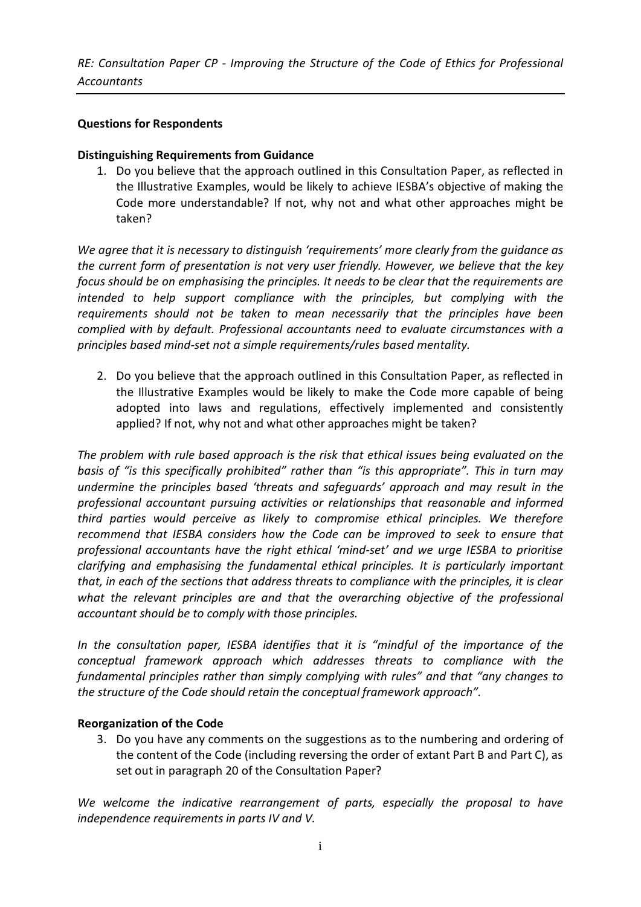*RE: Consultation Paper CP - Improving the Structure of the Code of Ethics for Professional Accountants*

**Questions for Respondents**

**Distinguishing Requirements from Guidance**

1. Do you believe that the approach outlined in this Consultation Paper, as reflected in the Illustrative Examples, would be likely to achieve IESBA's objective of making the Code more understandable? If not, why not and what other approaches might be taken?

*We agree that it is necessary to distinguish 'requirements' more clearly from the guidance as the current form of presentation is not very user friendly. However, we believe that the key focus should be on emphasising the principles. It needs to be clear that the requirements are intended to help support compliance with the principles, but complying with the requirements should not be taken to mean necessarily that the principles have been complied with by default. Professional accountants need to evaluate circumstances with a principles based mind-set not a simple requirements/rules based mentality.*

2. Do you believe that the approach outlined in this Consultation Paper, as reflected in the Illustrative Examples would be likely to make the Code more capable of being adopted into laws and regulations, effectively implemented and consistently applied? If not, why not and what other approaches might be taken?

*The problem with rule based approach is the risk that ethical issues being evaluated on the basis of "is this specifically prohibited" rather than "is this appropriate". This in turn may undermine the principles based 'threats and safeguards' approach and may result in the professional accountant pursuing activities or relationships that reasonable and informed third parties would perceive as likely to compromise ethical principles. We therefore recommend that IESBA considers how the Code can be improved to seek to ensure that professional accountants have the right ethical 'mind-set' and we urge IESBA to prioritise clarifying and emphasising the fundamental ethical principles. It is particularly important that, in each of the sections that address threats to compliance with the principles, it is clear what the relevant principles are and that the overarching objective of the professional accountant should be to comply with those principles.*

*In the consultation paper, IESBA identifies that it is "mindful of the importance of the conceptual framework approach which addresses threats to compliance with the fundamental principles rather than simply complying with rules" and that "any changes to the structure of the Code should retain the conceptual framework approach".*

**Reorganization of the Code**

3. Do you have any comments on the suggestions as to the numbering and ordering of the content of the Code (including reversing the order of extant Part B and Part C), as set out in paragraph 20 of the Consultation Paper?

*We welcome the indicative rearrangement of parts, especially the proposal to have independence requirements in parts IV and V.*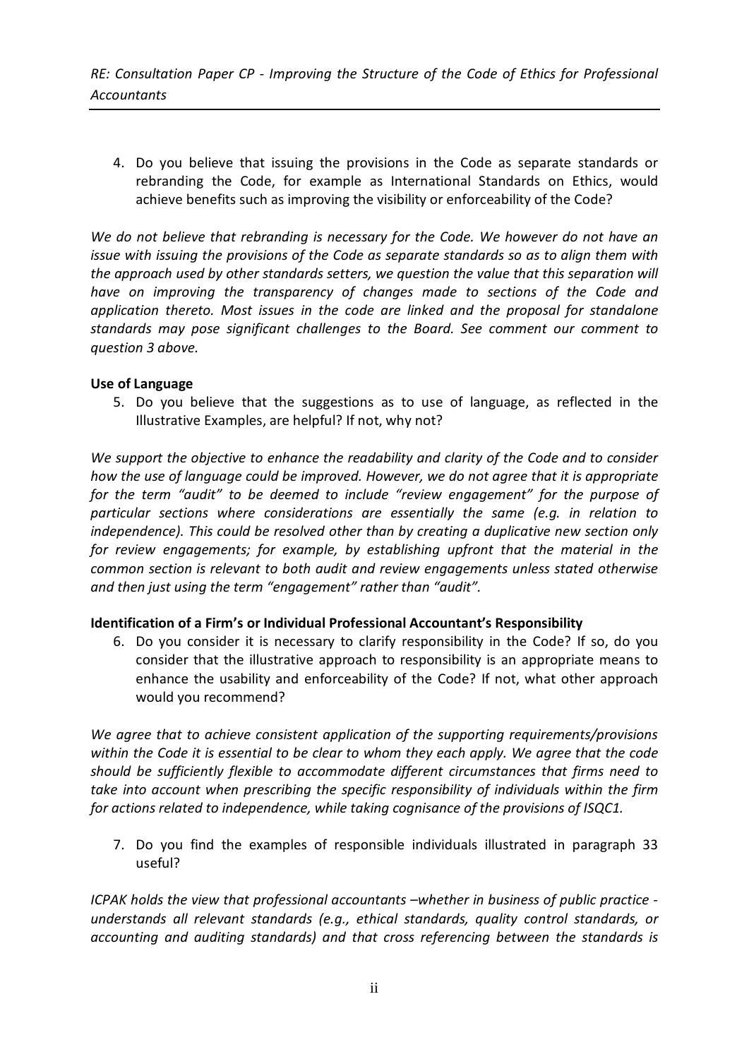4. Do you believe that issuing the provisions in the Code as separate standards or rebranding the Code, for example as International Standards on Ethics, would achieve benefits such as improving the visibility or enforceability of the Code?

*We do not believe that rebranding is necessary for the Code. We however do not have an issue with issuing the provisions of the Code as separate standards so as to align them with the approach used by other standards setters, we question the value that this separation will have on improving the transparency of changes made to sections of the Code and application thereto. Most issues in the code are linked and the proposal for standalone standards may pose significant challenges to the Board. See comment our comment to question 3 above.*

**Use of Language**

5. Do you believe that the suggestions as to use of language, as reflected in the Illustrative Examples, are helpful? If not, why not?

*We support the objective to enhance the readability and clarity of the Code and to consider how the use of language could be improved. However, we do not agree that it is appropriate for the term "audit" to be deemed to include "review engagement" for the purpose of particular sections where considerations are essentially the same (e.g. in relation to independence). This could be resolved other than by creating a duplicative new section only for review engagements; for example, by establishing upfront that the material in the common section is relevant to both audit and review engagements unless stated otherwise and then just using the term "engagement" rather than "audit".*

**Identification of a Firm's or Individual Professional Accountant's Responsibility**

6. Do you consider it is necessary to clarify responsibility in the Code? If so, do you consider that the illustrative approach to responsibility is an appropriate means to enhance the usability and enforceability of the Code? If not, what other approach would you recommend?

*We agree that to achieve consistent application of the supporting requirements/provisions within the Code it is essential to be clear to whom they each apply. We agree that the code should be sufficiently flexible to accommodate different circumstances that firms need to take into account when prescribing the specific responsibility of individuals within the firm for actions related to independence, while taking cognisance of the provisions of ISQC1.*

7. Do you find the examples of responsible individuals illustrated in paragraph 33 useful?

*ICPAK holds the view that professional accountants –whether in business of public practice - understands all relevant standards (e.g., ethical standards, quality control standards, or accounting and auditing standards) and that cross referencing between the standards is*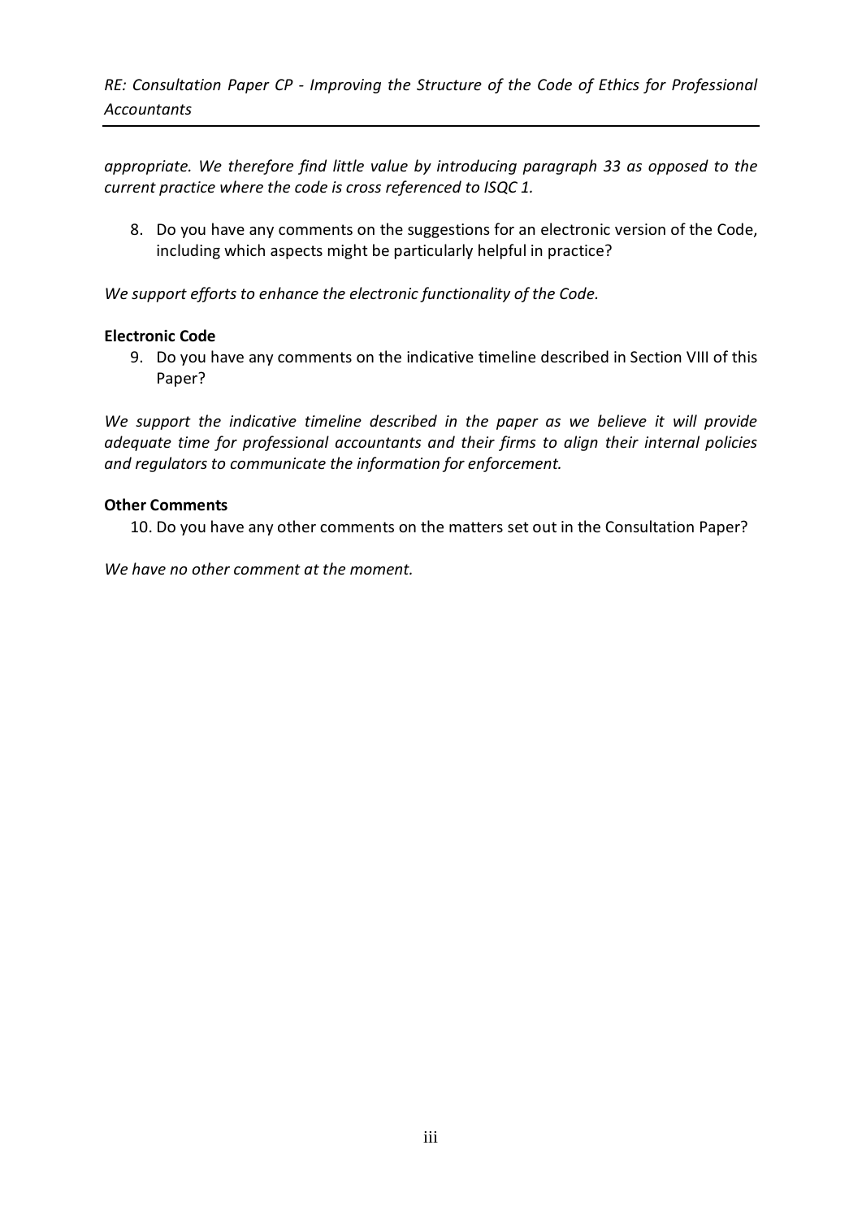*appropriate. We therefore find little value by introducing paragraph 33 as opposed to the current practice where the code is cross referenced to ISQC 1.*

8. Do you have any comments on the suggestions for an electronic version of the Code, including which aspects might be particularly helpful in practice?

*We support efforts to enhance the electronic functionality of the Code.*

**Electronic Code**

9. Do you have any comments on the indicative timeline described in Section VIII of this Paper?

*We support the indicative timeline described in the paper as we believe it will provide adequate time for professional accountants and their firms to align their internal policies and regulators to communicate the information for enforcement.*

**Other Comments**

10. Do you have any other comments on the matters set out in the Consultation Paper?

*We have no other comment at the moment.*